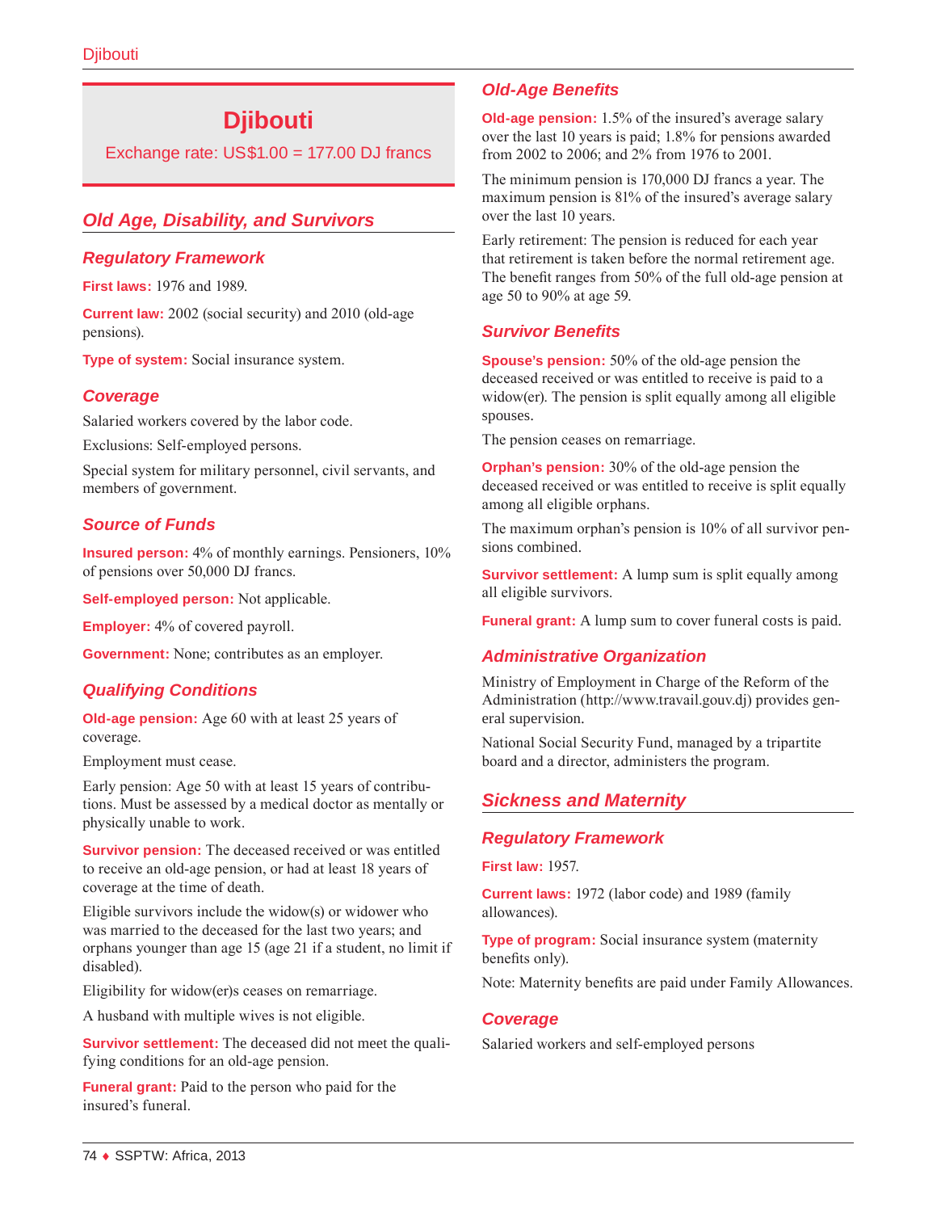# Djibouti

Exchange rate: US$1.00 = 177.00 DJ francs

## Old Age, Disability, and Survivors

### Regulatory Framework

**First laws:** 1976 and 1989.

**Current law:** 2002 (social security) and 2010 (old-age pensions).

**Type of system:** Social insurance system.

### Coverage

Salaried workers covered by the labor code.

Exclusions: Self-employed persons.

Special system for military personnel, civil servants, and members of government.

### Source of Funds

**Insured person:** 4% of monthly earnings. Pensioners, 10% of pensions over 50,000 DJ francs.

**Self-employed person:** Not applicable.

**Employer:** 4% of covered payroll.

**Government:** None; contributes as an employer.

### Qualifying Conditions

**Old-age pension:** Age 60 with at least 25 years of coverage.

Employment must cease.

Early pension: Age 50 with at least 15 years of contributions. Must be assessed by a medical doctor as mentally or physically unable to work.

**Survivor pension:** The deceased received or was entitled to receive an old-age pension, or had at least 18 years of coverage at the time of death.

Eligible survivors include the widow(s) or widower who was married to the deceased for the last two years; and orphans younger than age 15 (age 21 if a student, no limit if disabled).

Eligibility for widow(er)s ceases on remarriage.

A husband with multiple wives is not eligible.

**Survivor settlement:** The deceased did not meet the qualifying conditions for an old-age pension.

**Funeral grant:** Paid to the person who paid for the insured's funeral.

### Old-Age Benefits

**Old-age pension:** 1.5% of the insured's average salary over the last 10 years is paid; 1.8% for pensions awarded from 2002 to 2006; and 2% from 1976 to 2001.

The minimum pension is 170,000 DJ francs a year. The maximum pension is 81% of the insured's average salary over the last 10 years.

Early retirement: The pension is reduced for each year that retirement is taken before the normal retirement age. The benefit ranges from 50% of the full old-age pension at age 50 to 90% at age 59.

### Survivor Benefits

**Spouse's pension:** 50% of the old-age pension the deceased received or was entitled to receive is paid to a widow(er). The pension is split equally among all eligible spouses.

The pension ceases on remarriage.

**Orphan's pension:** 30% of the old-age pension the deceased received or was entitled to receive is split equally among all eligible orphans.

The maximum orphan's pension is 10% of all survivor pensions combined.

**Survivor settlement:** A lump sum is split equally among all eligible survivors.

**Funeral grant:** A lump sum to cover funeral costs is paid.

### Administrative Organization

Ministry of Employment in Charge of the Reform of the Administration (http://www.travail.gouv.dj) provides general supervision.

National Social Security Fund, managed by a tripartite board and a director, administers the program.

## Sickness and Maternity

### Regulatory Framework

**First law:** 1957.

**Current laws:** 1972 (labor code) and 1989 (family allowances).

**Type of program:** Social insurance system (maternity benefits only).

Note: Maternity benefits are paid under Family Allowances.

### Coverage

Salaried workers and self-employed persons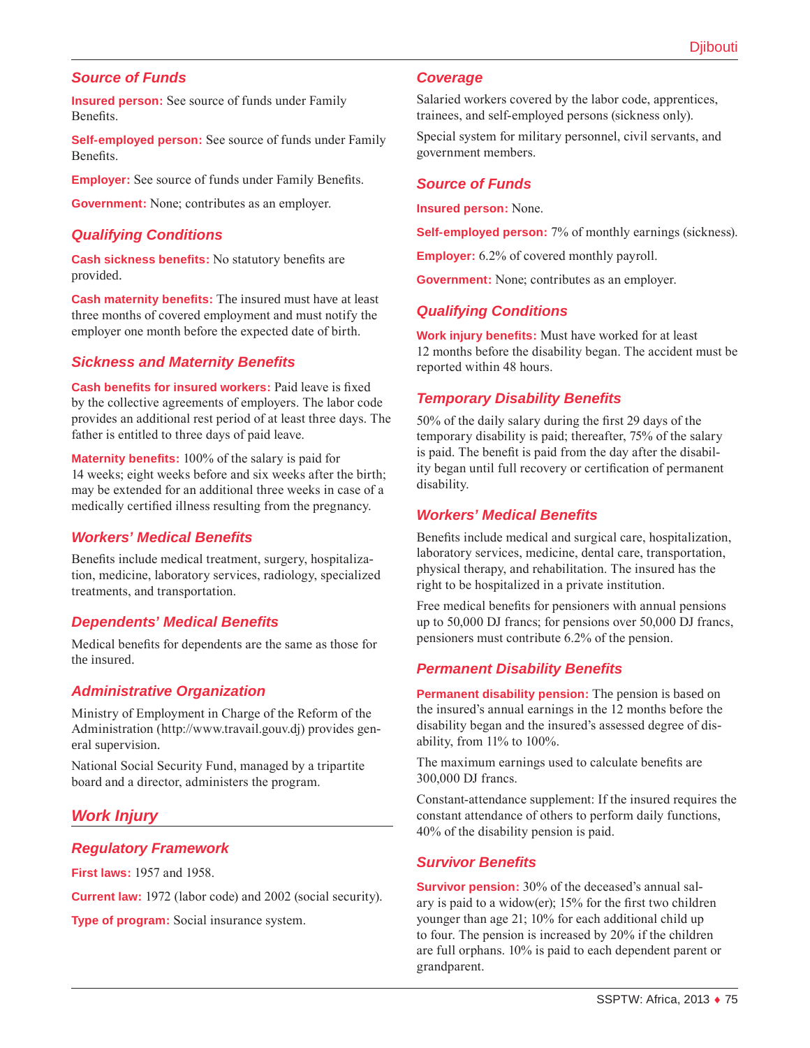### Source of Funds

**Insured person:** See source of funds under Family Benefits.

**Self-employed person:** See source of funds under Family Benefits.

**Employer:** See source of funds under Family Benefits.

**Government:** None; contributes as an employer.

### Qualifying Conditions

**Cash sickness benefits:** No statutory benefits are provided.

**Cash maternity benefits:** The insured must have at least three months of covered employment and must notify the employer one month before the expected date of birth.

### Sickness and Maternity Benefits

**Cash benefits for insured workers:** Paid leave is fixed by the collective agreements of employers. The labor code provides an additional rest period of at least three days. The father is entitled to three days of paid leave.

**Maternity benefits:** 100% of the salary is paid for 14 weeks; eight weeks before and six weeks after the birth; may be extended for an additional three weeks in case of a medically certified illness resulting from the pregnancy.

### Workers' Medical Benefits

Benefits include medical treatment, surgery, hospitalization, medicine, laboratory services, radiology, specialized treatments, and transportation.

### Dependents' Medical Benefits

Medical benefits for dependents are the same as those for the insured.

### Administrative Organization

Ministry of Employment in Charge of the Reform of the Administration (http://www.travail.gouv.dj) provides general supervision.

National Social Security Fund, managed by a tripartite board and a director, administers the program.

## Work Injury

### Regulatory Framework

**First laws:** 1957 and 1958.

**Current law:** 1972 (labor code) and 2002 (social security).

**Type of program:** Social insurance system.

### Coverage

Salaried workers covered by the labor code, apprentices, trainees, and self-employed persons (sickness only).

Special system for military personnel, civil servants, and government members.

### Source of Funds

**Insured person:** None.

**Self-employed person:** 7% of monthly earnings (sickness).

**Employer:** 6.2% of covered monthly payroll.

**Government:** None; contributes as an employer.

### Qualifying Conditions

**Work injury benefits:** Must have worked for at least 12 months before the disability began. The accident must be reported within 48 hours.

### Temporary Disability Benefits

50% of the daily salary during the first 29 days of the temporary disability is paid; thereafter, 75% of the salary is paid. The benefit is paid from the day after the disability began until full recovery or certification of permanent disability.

### Workers' Medical Benefits

Benefits include medical and surgical care, hospitalization, laboratory services, medicine, dental care, transportation, physical therapy, and rehabilitation. The insured has the right to be hospitalized in a private institution.

Free medical benefits for pensioners with annual pensions up to 50,000 DJ francs; for pensions over 50,000 DJ francs, pensioners must contribute 6.2% of the pension.

### Permanent Disability Benefits

**Permanent disability pension:** The pension is based on the insured's annual earnings in the 12 months before the disability began and the insured's assessed degree of disability, from 11% to 100%.

The maximum earnings used to calculate benefits are 300,000 DJ francs.

Constant-attendance supplement: If the insured requires the constant attendance of others to perform daily functions, 40% of the disability pension is paid.

### Survivor Benefits

**Survivor pension:** 30% of the deceased's annual salary is paid to a widow(er); 15% for the first two children younger than age 21; 10% for each additional child up to four. The pension is increased by 20% if the children are full orphans. 10% is paid to each dependent parent or grandparent.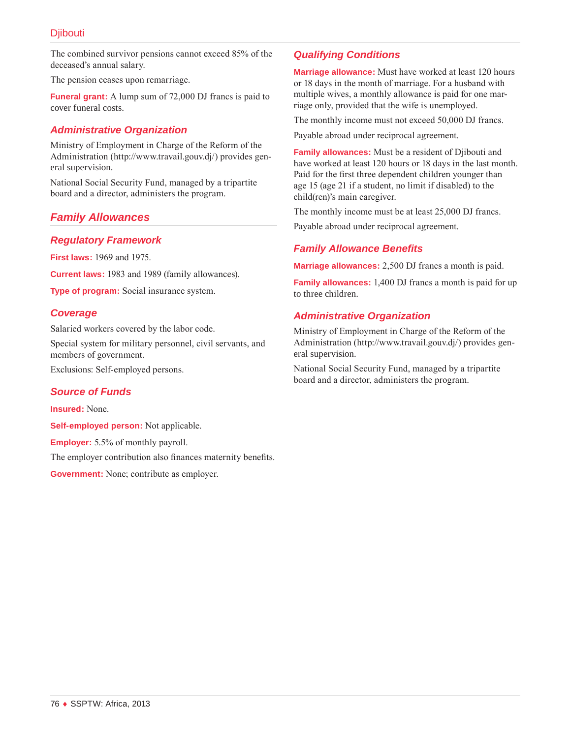The combined survivor pensions cannot exceed 85% of the deceased's annual salary.

The pension ceases upon remarriage.

**Funeral grant:** A lump sum of 72,000 DJ francs is paid to cover funeral costs.

### Administrative Organization

Ministry of Employment in Charge of the Reform of the Administration (http://www.travail.gouv.dj/) provides general supervision.

National Social Security Fund, managed by a tripartite board and a director, administers the program.

## Family Allowances

### Regulatory Framework

**First laws:** 1969 and 1975.

**Current laws:** 1983 and 1989 (family allowances).

**Type of program:** Social insurance system.

### Coverage

Salaried workers covered by the labor code.

Special system for military personnel, civil servants, and members of government.

Exclusions: Self-employed persons.

### Source of Funds

**Insured:** None.

**Self-employed person:** Not applicable.

**Employer:** 5.5% of monthly payroll.

The employer contribution also finances maternity benefits.

**Government:** None; contribute as employer.

### Qualifying Conditions

**Marriage allowance:** Must have worked at least 120 hours or 18 days in the month of marriage. For a husband with multiple wives, a monthly allowance is paid for one marriage only, provided that the wife is unemployed.

The monthly income must not exceed 50,000 DJ francs.

Payable abroad under reciprocal agreement.

**Family allowances:** Must be a resident of Djibouti and have worked at least 120 hours or 18 days in the last month. Paid for the first three dependent children younger than age 15 (age 21 if a student, no limit if disabled) to the child(ren)'s main caregiver.

The monthly income must be at least 25,000 DJ francs.

Payable abroad under reciprocal agreement.

### Family Allowance Benefits

**Marriage allowances:** 2,500 DJ francs a month is paid.

**Family allowances:** 1,400 DJ francs a month is paid for up to three children.

### Administrative Organization

Ministry of Employment in Charge of the Reform of the Administration (http://www.travail.gouv.dj/) provides general supervision.

National Social Security Fund, managed by a tripartite board and a director, administers the program.